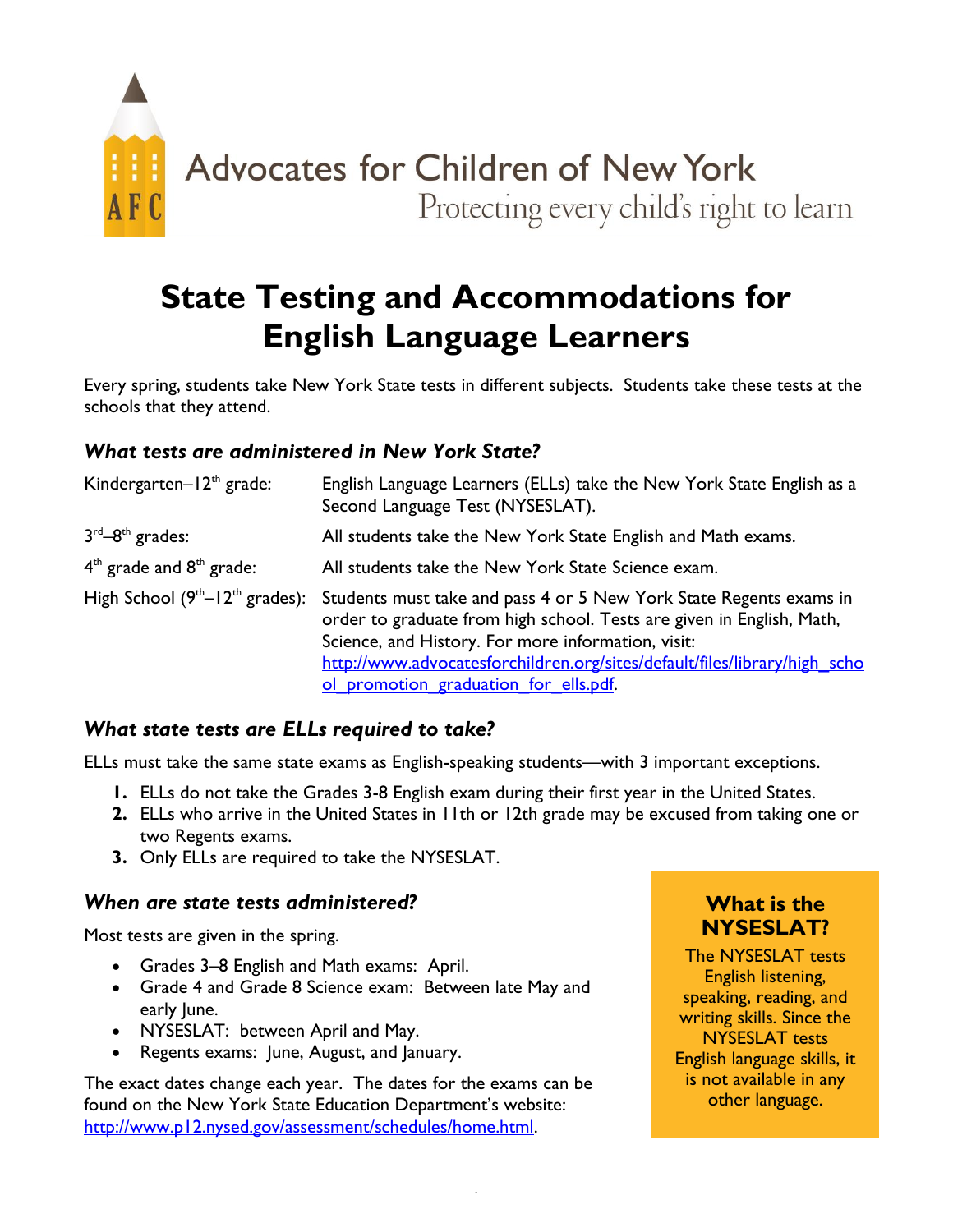Advocates for Children of New York

Protecting every child's right to learn

# State Testing and Accommodations for English Language Learners

Every spring, students take New York State tests in different subjects. Students take these tests at the schools that they attend.

### *What tests are administered in New York State?*

| | |
|---|---|
| Kindergarten–12th grade: | English Language Learners (ELLs) take the New York State English as a Second Language Test (NYSESLAT). |
| 3rd–8th grades: | All students take the New York State English and Math exams. |
| 4th grade and 8th grade: | All students take the New York State Science exam. |
| High School (9th–12th grades): | Students must take and pass 4 or 5 New York State Regents exams in order to graduate from high school. Tests are given in English, Math, Science, and History. For more information, visit: http://www.advocatesforchildren.org/sites/default/files/library/high_school_promotion_graduation_for_ells.pdf. |

### *What state tests are ELLs required to take?*

ELLs must take the same state exams as English-speaking students—with 3 important exceptions.

1. ELLs do not take the Grades 3-8 English exam during their first year in the United States.
2. ELLs who arrive in the United States in 11th or 12th grade may be excused from taking one or two Regents exams.
3. Only ELLs are required to take the NYSESLAT.

### *When are state tests administered?*

Most tests are given in the spring.

- Grades 3–8 English and Math exams: April.
- Grade 4 and Grade 8 Science exam: Between late May and early June.
- NYSESLAT: between April and May.
- Regents exams: June, August, and January.

The exact dates change each year. The dates for the exams can be found on the New York State Education Department's website: http://www.p12.nysed.gov/assessment/schedules/home.html.

**What is the NYSESLAT?**

The NYSESLAT tests English listening, speaking, reading, and writing skills. Since the NYSESLAT tests English language skills, it is not available in any other language.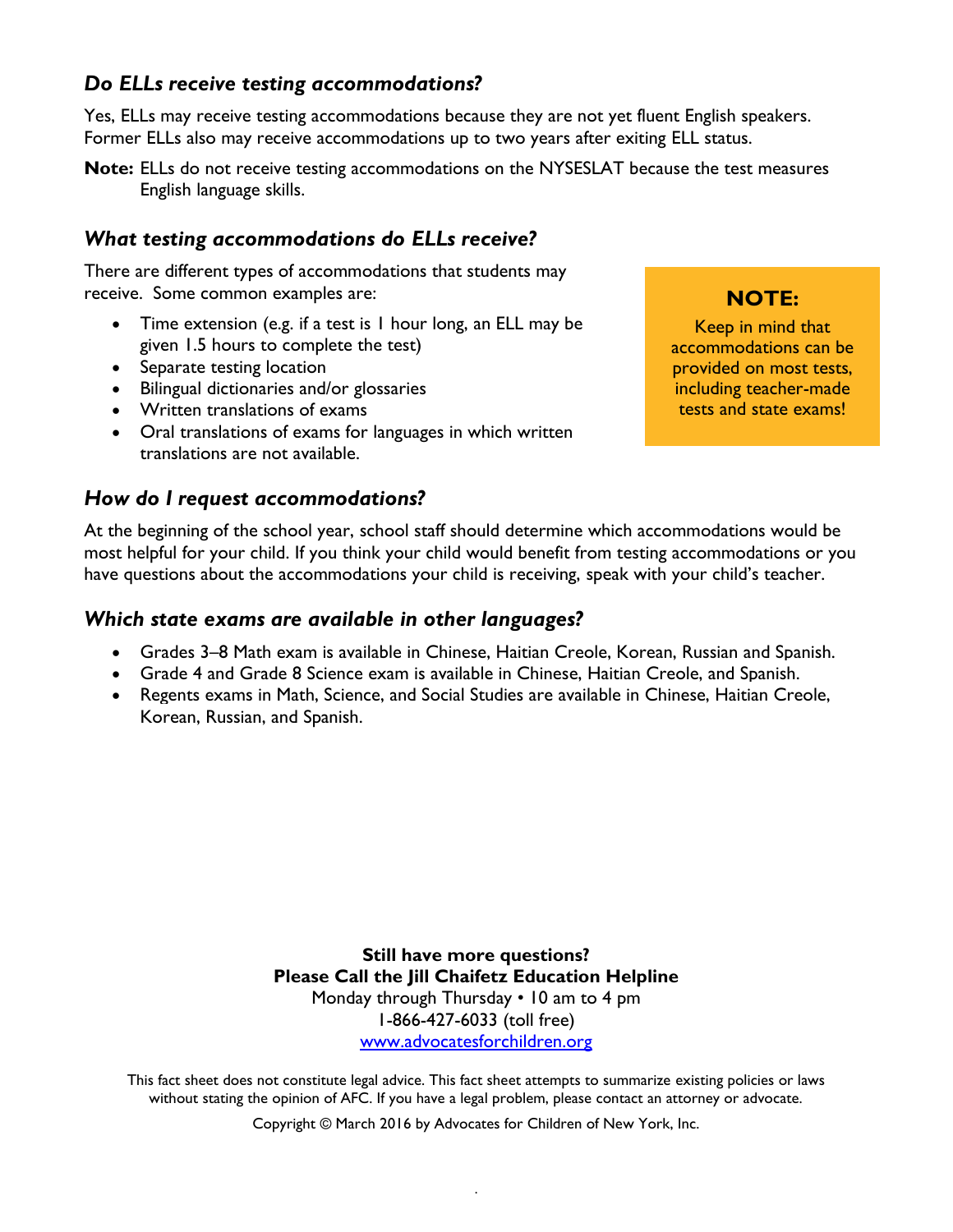### *Do ELLs receive testing accommodations?*

Yes, ELLs may receive testing accommodations because they are not yet fluent English speakers. Former ELLs also may receive accommodations up to two years after exiting ELL status.

**Note:** ELLs do not receive testing accommodations on the NYSESLAT because the test measures English language skills.

### *What testing accommodations do ELLs receive?*

There are different types of accommodations that students may receive. Some common examples are:

- Time extension (e.g. if a test is 1 hour long, an ELL may be given 1.5 hours to complete the test)
- Separate testing location
- Bilingual dictionaries and/or glossaries
- Written translations of exams
- Oral translations of exams for languages in which written translations are not available.

**NOTE:**

Keep in mind that accommodations can be provided on most tests, including teacher-made tests and state exams!

### *How do I request accommodations?*

At the beginning of the school year, school staff should determine which accommodations would be most helpful for your child. If you think your child would benefit from testing accommodations or you have questions about the accommodations your child is receiving, speak with your child's teacher.

### *Which state exams are available in other languages?*

- Grades 3–8 Math exam is available in Chinese, Haitian Creole, Korean, Russian and Spanish.
- Grade 4 and Grade 8 Science exam is available in Chinese, Haitian Creole, and Spanish.
- Regents exams in Math, Science, and Social Studies are available in Chinese, Haitian Creole, Korean, Russian, and Spanish.

**Still have more questions?**
**Please Call the Jill Chaifetz Education Helpline**
Monday through Thursday • 10 am to 4 pm
1-866-427-6033 (toll free)
www.advocatesforchildren.org

This fact sheet does not constitute legal advice. This fact sheet attempts to summarize existing policies or laws without stating the opinion of AFC. If you have a legal problem, please contact an attorney or advocate.

Copyright © March 2016 by Advocates for Children of New York, Inc.